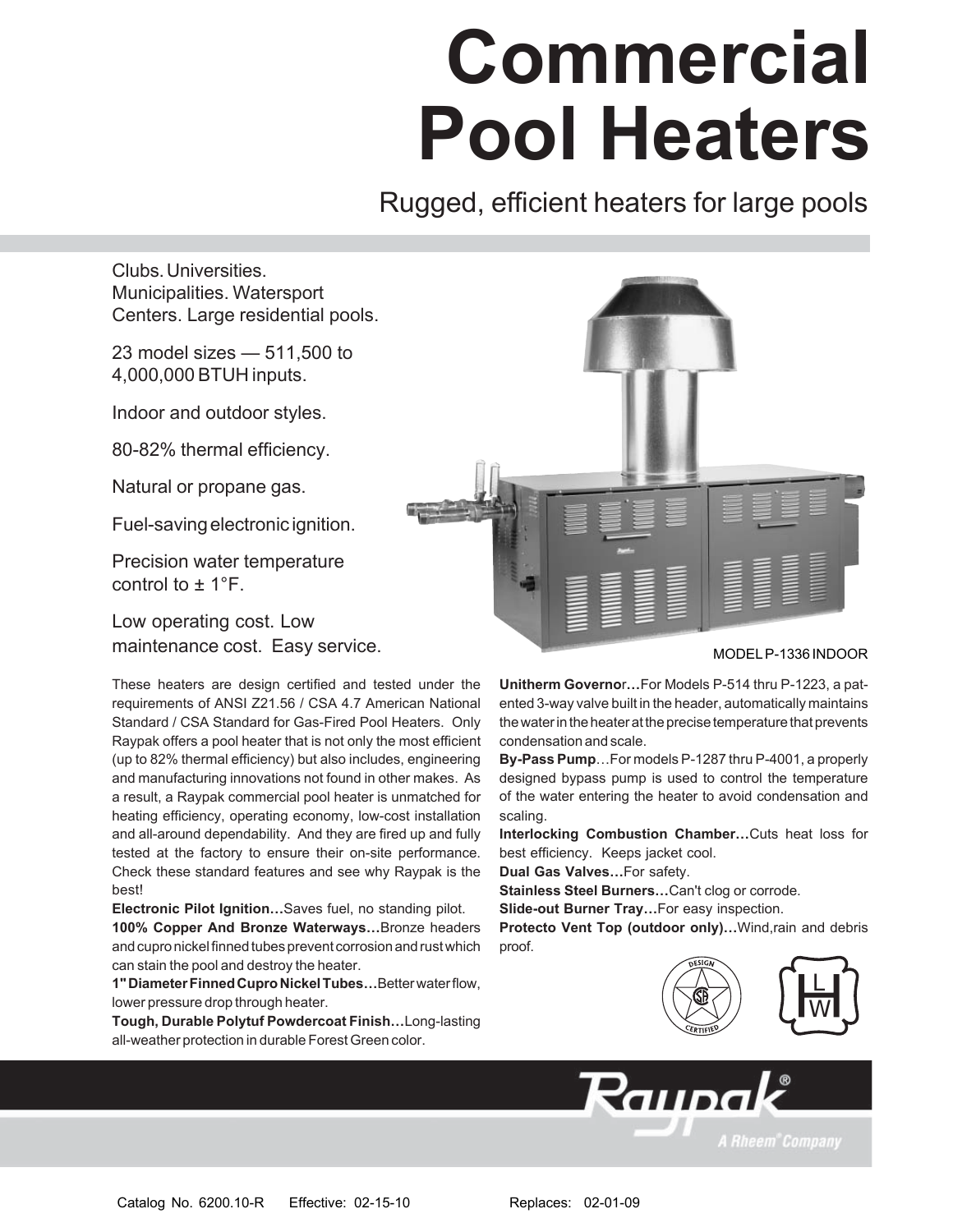# Commercial Pool Heaters

## Rugged, efficient heaters for large pools

Clubs. Universities. Municipalities. Watersport Centers. Large residential pools.

23 model sizes — 511,500 to 4,000,000 BTUH inputs.

Indoor and outdoor styles.

80-82% thermal efficiency.

Natural or propane gas.

Fuel-saving electronic ignition.

Precision water temperature control to ± 1°F.

Low operating cost. Low maintenance cost. Easy service.

MODEL P-1336 INDOOR

These heaters are design certified and tested under the requirements of ANSI Z21.56 / CSA 4.7 American National Standard / CSA Standard for Gas-Fired Pool Heaters. Only Raypak offers a pool heater that is not only the most efficient (up to 82% thermal efficiency) but also includes, engineering and manufacturing innovations not found in other makes. As a result, a Raypak commercial pool heater is unmatched for heating efficiency, operating economy, low-cost installation and all-around dependability. And they are fired up and fully tested at the factory to ensure their on-site performance. Check these standard features and see why Raypak is the best!

**Electronic Pilot Ignition…**Saves fuel, no standing pilot.

**100% Copper And Bronze Waterways…**Bronze headers and cupro nickel finned tubes prevent corrosion and rust which can stain the pool and destroy the heater.

**1" Diameter Finned Cupro Nickel Tubes…**Better water flow, lower pressure drop through heater.

**Tough, Durable Polytuf Powdercoat Finish…**Long-lasting all-weather protection in durable Forest Green color.

**Unitherm Governor…**For Models P-514 thru P-1223, a patented 3-way valve built in the header, automatically maintains the water in the heater at the precise temperature that prevents condensation and scale.

**By-Pass Pump**…For models P-1287 thru P-4001, a properly designed bypass pump is used to control the temperature of the water entering the heater to avoid condensation and scaling.

**Interlocking Combustion Chamber…**Cuts heat loss for best efficiency. Keeps jacket cool.

**Dual Gas Valves…**For safety.

**Stainless Steel Burners…**Can't clog or corrode.

**Slide-out Burner Tray…**For easy inspection.

**Protecto Vent Top (outdoor only)…**Wind,rain and debris proof.

Raypak® A Rheem® Company

Catalog No. 6200.10-R Effective: 02-15-10 Replaces: 02-01-09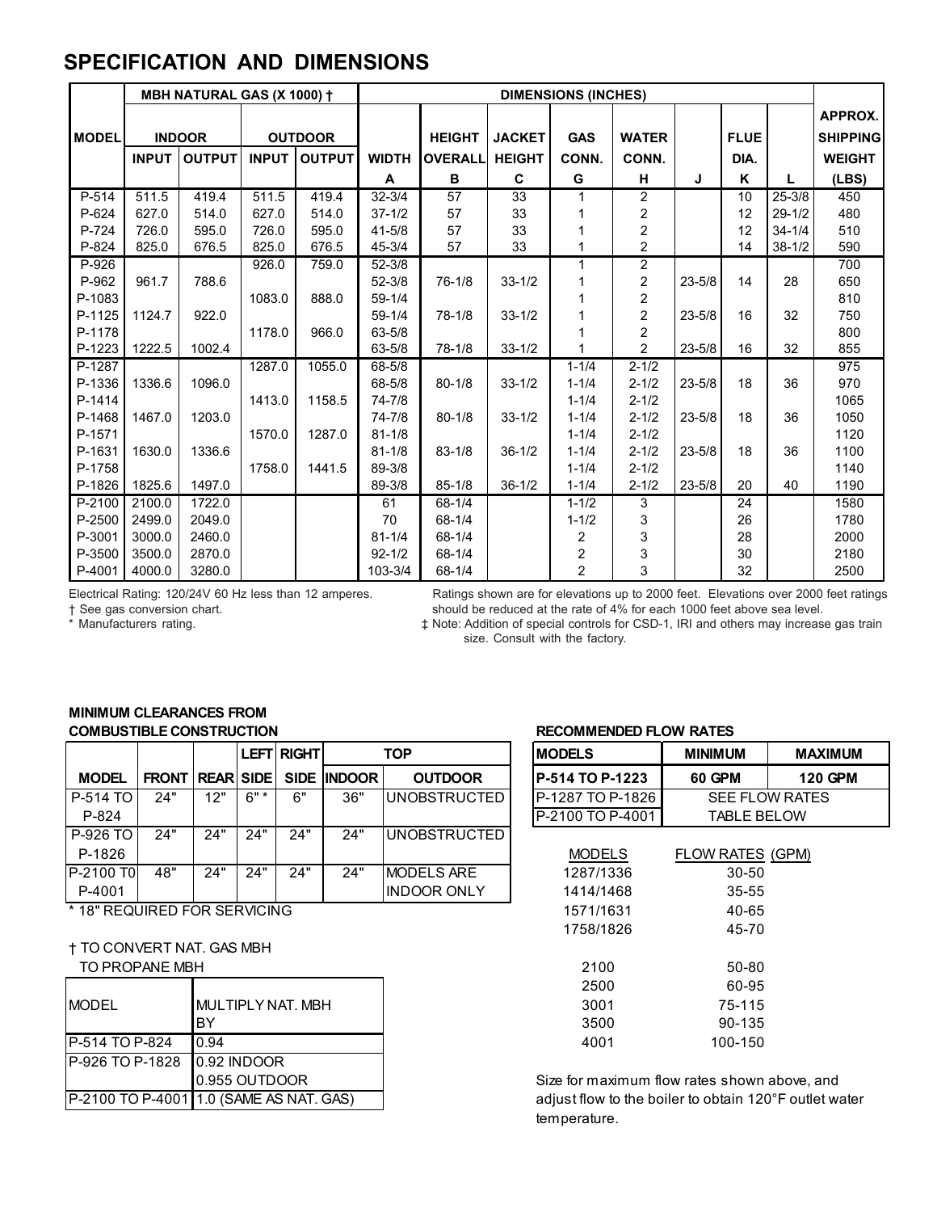# SPECIFICATION AND DIMENSIONS

| MODEL | MBH NATURAL GAS (X 1000) † | | | | DIMENSIONS (INCHES) | | | | | | | | APPROX. SHIPPING WEIGHT |
|---|---|---|---|---|---|---|---|---|---|---|---|---|---|
| | INDOOR | | OUTDOOR | | WIDTH | HEIGHT OVERALL | JACKET HEIGHT | GAS CONN. | WATER CONN. | | FLUE DIA. | | |
| | INPUT | OUTPUT | INPUT | OUTPUT | A | B | C | G | H | J | K | L | (LBS) |
| P-514 | 511.5 | 419.4 | 511.5 | 419.4 | 32-3/4 | 57 | 33 | 1 | 2 | | 10 | 25-3/8 | 450 |
| P-624 | 627.0 | 514.0 | 627.0 | 514.0 | 37-1/2 | 57 | 33 | 1 | 2 | | 12 | 29-1/2 | 480 |
| P-724 | 726.0 | 595.0 | 726.0 | 595.0 | 41-5/8 | 57 | 33 | 1 | 2 | | 12 | 34-1/4 | 510 |
| P-824 | 825.0 | 676.5 | 825.0 | 676.5 | 45-3/4 | 57 | 33 | 1 | 2 | | 14 | 38-1/2 | 590 |
| P-926 | | | 926.0 | 759.0 | 52-3/8 | | | 1 | 2 | | | | 700 |
| P-962 | 961.7 | 788.6 | | | 52-3/8 | 76-1/8 | 33-1/2 | 1 | 2 | 23-5/8 | 14 | 28 | 650 |
| P-1083 | | | 1083.0 | 888.0 | 59-1/4 | | | 1 | 2 | | | | 810 |
| P-1125 | 1124.7 | 922.0 | | | 59-1/4 | 78-1/8 | 33-1/2 | 1 | 2 | 23-5/8 | 16 | 32 | 750 |
| P-1178 | | | 1178.0 | 966.0 | 63-5/8 | | | 1 | 2 | | | | 800 |
| P-1223 | 1222.5 | 1002.4 | | | 63-5/8 | 78-1/8 | 33-1/2 | 1 | 2 | 23-5/8 | 16 | 32 | 855 |
| P-1287 | | | 1287.0 | 1055.0 | 68-5/8 | | | 1-1/4 | 2-1/2 | | | | 975 |
| P-1336 | 1336.6 | 1096.0 | | | 68-5/8 | 80-1/8 | 33-1/2 | 1-1/4 | 2-1/2 | 23-5/8 | 18 | 36 | 970 |
| P-1414 | | | 1413.0 | 1158.5 | 74-7/8 | | | 1-1/4 | 2-1/2 | | | | 1065 |
| P-1468 | 1467.0 | 1203.0 | | | 74-7/8 | 80-1/8 | 33-1/2 | 1-1/4 | 2-1/2 | 23-5/8 | 18 | 36 | 1050 |
| P-1571 | | | 1570.0 | 1287.0 | 81-1/8 | | | 1-1/4 | 2-1/2 | | | | 1120 |
| P-1631 | 1630.0 | 1336.6 | | | 81-1/8 | 83-1/8 | 36-1/2 | 1-1/4 | 2-1/2 | 23-5/8 | 18 | 36 | 1100 |
| P-1758 | | | 1758.0 | 1441.5 | 89-3/8 | | | 1-1/4 | 2-1/2 | | | | 1140 |
| P-1826 | 1825.6 | 1497.0 | | | 89-3/8 | 85-1/8 | 36-1/2 | 1-1/4 | 2-1/2 | 23-5/8 | 20 | 40 | 1190 |
| P-2100 | 2100.0 | 1722.0 | | | 61 | 68-1/4 | | 1-1/2 | 3 | | 24 | | 1580 |
| P-2500 | 2499.0 | 2049.0 | | | 70 | 68-1/4 | | 1-1/2 | 3 | | 26 | | 1780 |
| P-3001 | 3000.0 | 2460.0 | | | 81-1/4 | 68-1/4 | | 2 | 3 | | 28 | | 2000 |
| P-3500 | 3500.0 | 2870.0 | | | 92-1/2 | 68-1/4 | | 2 | 3 | | 30 | | 2180 |
| P-4001 | 4000.0 | 3280.0 | | | 103-3/4 | 68-1/4 | | 2 | 3 | | 32 | | 2500 |

Electrical Rating: 120/24V 60 Hz less than 12 amperes.
† See gas conversion chart.
\* Manufacturers rating.

Ratings shown are for elevations up to 2000 feet. Elevations over 2000 feet ratings should be reduced at the rate of 4% for each 1000 feet above sea level.
‡ Note: Addition of special controls for CSD-1, IRI and others may increase gas train size. Consult with the factory.

**MINIMUM CLEARANCES FROM COMBUSTIBLE CONSTRUCTION**

| MODEL | FRONT | REAR | LEFT SIDE | RIGHT SIDE | TOP INDOOR | TOP OUTDOOR |
|---|---|---|---|---|---|---|
| P-514 TO P-824 | 24" | 12" | 6" * | 6" | 36" | UNOBSTRUCTED |
| P-926 TO P-1826 | 24" | 24" | 24" | 24" | 24" | UNOBSTRUCTED |
| P-2100 T0 P-4001 | 48" | 24" | 24" | 24" | 24" | MODELS ARE INDOOR ONLY |

\* 18" REQUIRED FOR SERVICING

† TO CONVERT NAT. GAS MBH TO PROPANE MBH

| MODEL | MULTIPLY NAT. MBH BY |
|---|---|
| P-514 TO P-824 | 0.94 |
| P-926 TO P-1828 | 0.92 INDOOR<br>0.955 OUTDOOR |
| P-2100 TO P-4001 | 1.0 (SAME AS NAT. GAS) |

**RECOMMENDED FLOW RATES**

| MODELS | MINIMUM | MAXIMUM |
|---|---|---|
| **P-514 TO P-1223** | **60 GPM** | **120 GPM** |
| P-1287 TO P-1826 | SEE FLOW RATES | |
| P-2100 TO P-4001 | TABLE BELOW | |

| MODELS | FLOW RATES (GPM) |
|---|---|
| 1287/1336 | 30-50 |
| 1414/1468 | 35-55 |
| 1571/1631 | 40-65 |
| 1758/1826 | 45-70 |
| 2100 | 50-80 |
| 2500 | 60-95 |
| 3001 | 75-115 |
| 3500 | 90-135 |
| 4001 | 100-150 |

Size for maximum flow rates shown above, and adjust flow to the boiler to obtain 120°F outlet water temperature.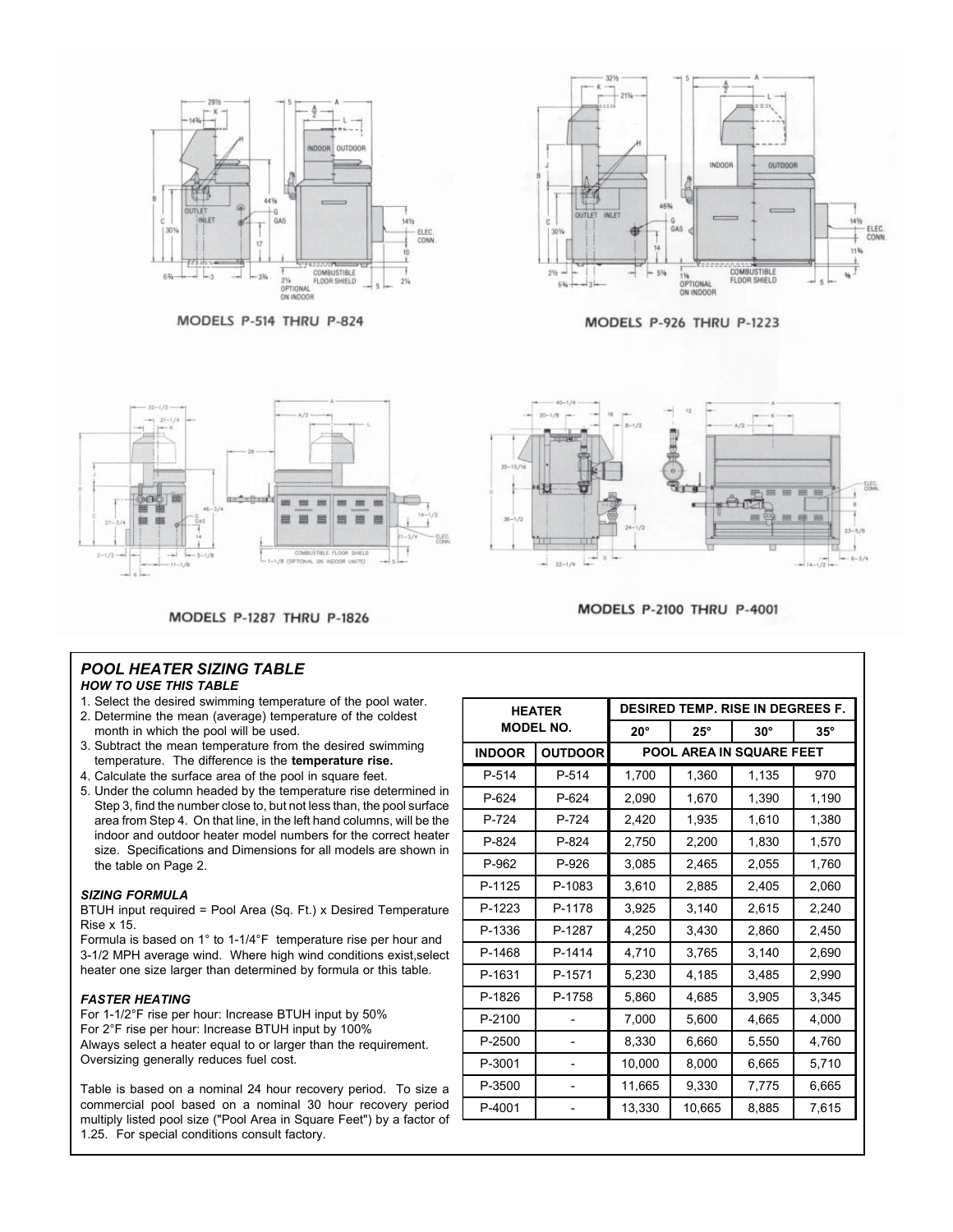MODELS P-514 THRU P-824

MODELS P-926 THRU P-1223

MODELS P-1287 THRU P-1826

MODELS P-2100 THRU P-4001

## *POOL HEATER SIZING TABLE*

### *HOW TO USE THIS TABLE*

1. Select the desired swimming temperature of the pool water.
2. Determine the mean (average) temperature of the coldest month in which the pool will be used.
3. Subtract the mean temperature from the desired swimming temperature. The difference is the **temperature rise.**
4. Calculate the surface area of the pool in square feet.
5. Under the column headed by the temperature rise determined in Step 3, find the number close to, but not less than, the pool surface area from Step 4. On that line, in the left hand columns, will be the indoor and outdoor heater model numbers for the correct heater size. Specifications and Dimensions for all models are shown in the table on Page 2.

### *SIZING FORMULA*

BTUH input required = Pool Area (Sq. Ft.) x Desired Temperature Rise x 15.

Formula is based on 1° to 1-1/4°F temperature rise per hour and 3-1/2 MPH average wind. Where high wind conditions exist,select heater one size larger than determined by formula or this table.

### *FASTER HEATING*

For 1-1/2°F rise per hour: Increase BTUH input by 50%
For 2°F rise per hour: Increase BTUH input by 100%
Always select a heater equal to or larger than the requirement. Oversizing generally reduces fuel cost.

Table is based on a nominal 24 hour recovery period. To size a commercial pool based on a nominal 30 hour recovery period multiply listed pool size ("Pool Area in Square Feet") by a factor of 1.25. For special conditions consult factory.

| HEATER MODEL NO. | | DESIRED TEMP. RISE IN DEGREES F. | | | |
|---|---|---|---|---|---|
| | | 20° | 25° | 30° | 35° |
| INDOOR | OUTDOOR | POOL AREA IN SQUARE FEET | | | |
| P-514 | P-514 | 1,700 | 1,360 | 1,135 | 970 |
| P-624 | P-624 | 2,090 | 1,670 | 1,390 | 1,190 |
| P-724 | P-724 | 2,420 | 1,935 | 1,610 | 1,380 |
| P-824 | P-824 | 2,750 | 2,200 | 1,830 | 1,570 |
| P-962 | P-926 | 3,085 | 2,465 | 2,055 | 1,760 |
| P-1125 | P-1083 | 3,610 | 2,885 | 2,405 | 2,060 |
| P-1223 | P-1178 | 3,925 | 3,140 | 2,615 | 2,240 |
| P-1336 | P-1287 | 4,250 | 3,430 | 2,860 | 2,450 |
| P-1468 | P-1414 | 4,710 | 3,765 | 3,140 | 2,690 |
| P-1631 | P-1571 | 5,230 | 4,185 | 3,485 | 2,990 |
| P-1826 | P-1758 | 5,860 | 4,685 | 3,905 | 3,345 |
| P-2100 | - | 7,000 | 5,600 | 4,665 | 4,000 |
| P-2500 | - | 8,330 | 6,660 | 5,550 | 4,760 |
| P-3001 | - | 10,000 | 8,000 | 6,665 | 5,710 |
| P-3500 | - | 11,665 | 9,330 | 7,775 | 6,665 |
| P-4001 | - | 13,330 | 10,665 | 8,885 | 7,615 |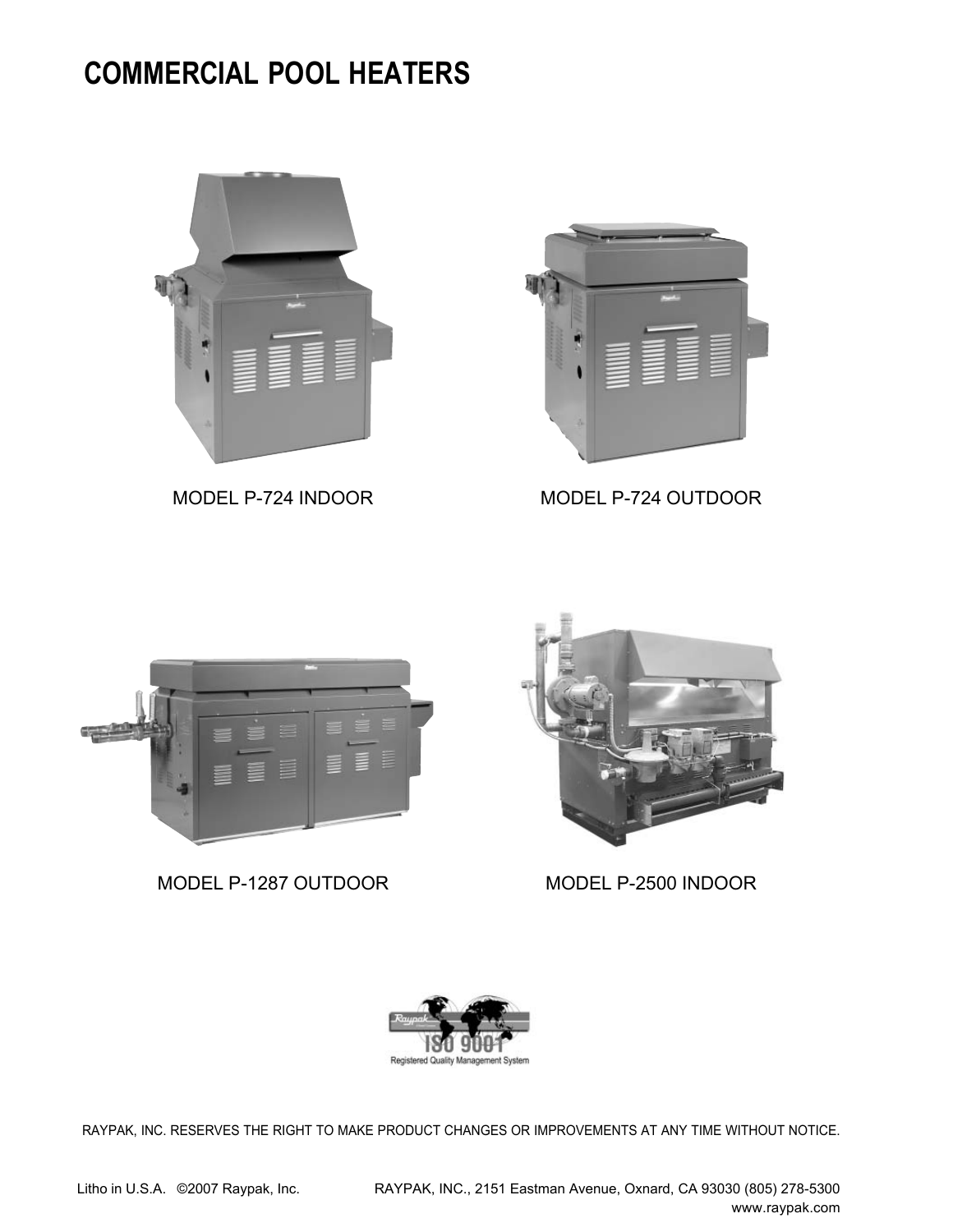# COMMERCIAL POOL HEATERS

MODEL P-724 INDOOR

MODEL P-724 OUTDOOR

MODEL P-1287 OUTDOOR

MODEL P-2500 INDOOR

ISO 9001
Registered Quality Management System

RAYPAK, INC. RESERVES THE RIGHT TO MAKE PRODUCT CHANGES OR IMPROVEMENTS AT ANY TIME WITHOUT NOTICE.

Litho in U.S.A. ©2007 Raypak, Inc.

RAYPAK, INC., 2151 Eastman Avenue, Oxnard, CA 93030 (805) 278-5300
www.raypak.com